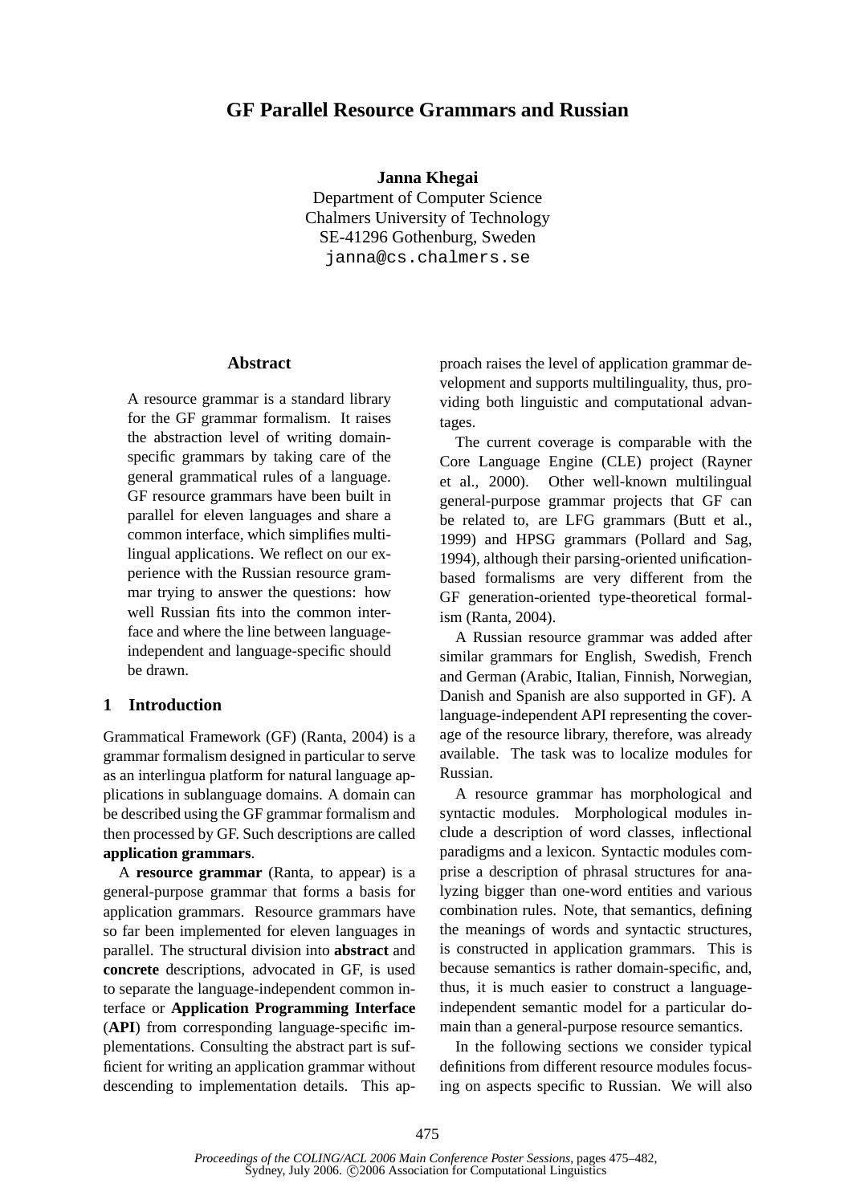# GF Parallel Resource Grammars and Russian

**Janna Khegai**
Department of Computer Science
Chalmers University of Technology
SE-41296 Gothenburg, Sweden
janna@cs.chalmers.se

## Abstract

A resource grammar is a standard library for the GF grammar formalism. It raises the abstraction level of writing domain-specific grammars by taking care of the general grammatical rules of a language. GF resource grammars have been built in parallel for eleven languages and share a common interface, which simplifies multilingual applications. We reflect on our experience with the Russian resource grammar trying to answer the questions: how well Russian fits into the common interface and where the line between language-independent and language-specific should be drawn.

## 1 Introduction

Grammatical Framework (GF) (Ranta, 2004) is a grammar formalism designed in particular to serve as an interlingua platform for natural language applications in sublanguage domains. A domain can be described using the GF grammar formalism and then processed by GF. Such descriptions are called **application grammars**.

A **resource grammar** (Ranta, to appear) is a general-purpose grammar that forms a basis for application grammars. Resource grammars have so far been implemented for eleven languages in parallel. The structural division into **abstract** and **concrete** descriptions, advocated in GF, is used to separate the language-independent common interface or **Application Programming Interface** (**API**) from corresponding language-specific implementations. Consulting the abstract part is sufficient for writing an application grammar without descending to implementation details. This approach raises the level of application grammar development and supports multilinguality, thus, providing both linguistic and computational advantages.

The current coverage is comparable with the Core Language Engine (CLE) project (Rayner et al., 2000). Other well-known multilingual general-purpose grammar projects that GF can be related to, are LFG grammars (Butt et al., 1999) and HPSG grammars (Pollard and Sag, 1994), although their parsing-oriented unification-based formalisms are very different from the GF generation-oriented type-theoretical formalism (Ranta, 2004).

A Russian resource grammar was added after similar grammars for English, Swedish, French and German (Arabic, Italian, Finnish, Norwegian, Danish and Spanish are also supported in GF). A language-independent API representing the coverage of the resource library, therefore, was already available. The task was to localize modules for Russian.

A resource grammar has morphological and syntactic modules. Morphological modules include a description of word classes, inflectional paradigms and a lexicon. Syntactic modules comprise a description of phrasal structures for analyzing bigger than one-word entities and various combination rules. Note, that semantics, defining the meanings of words and syntactic structures, is constructed in application grammars. This is because semantics is rather domain-specific, and, thus, it is much easier to construct a language-independent semantic model for a particular domain than a general-purpose resource semantics.

In the following sections we consider typical definitions from different resource modules focusing on aspects specific to Russian. We will also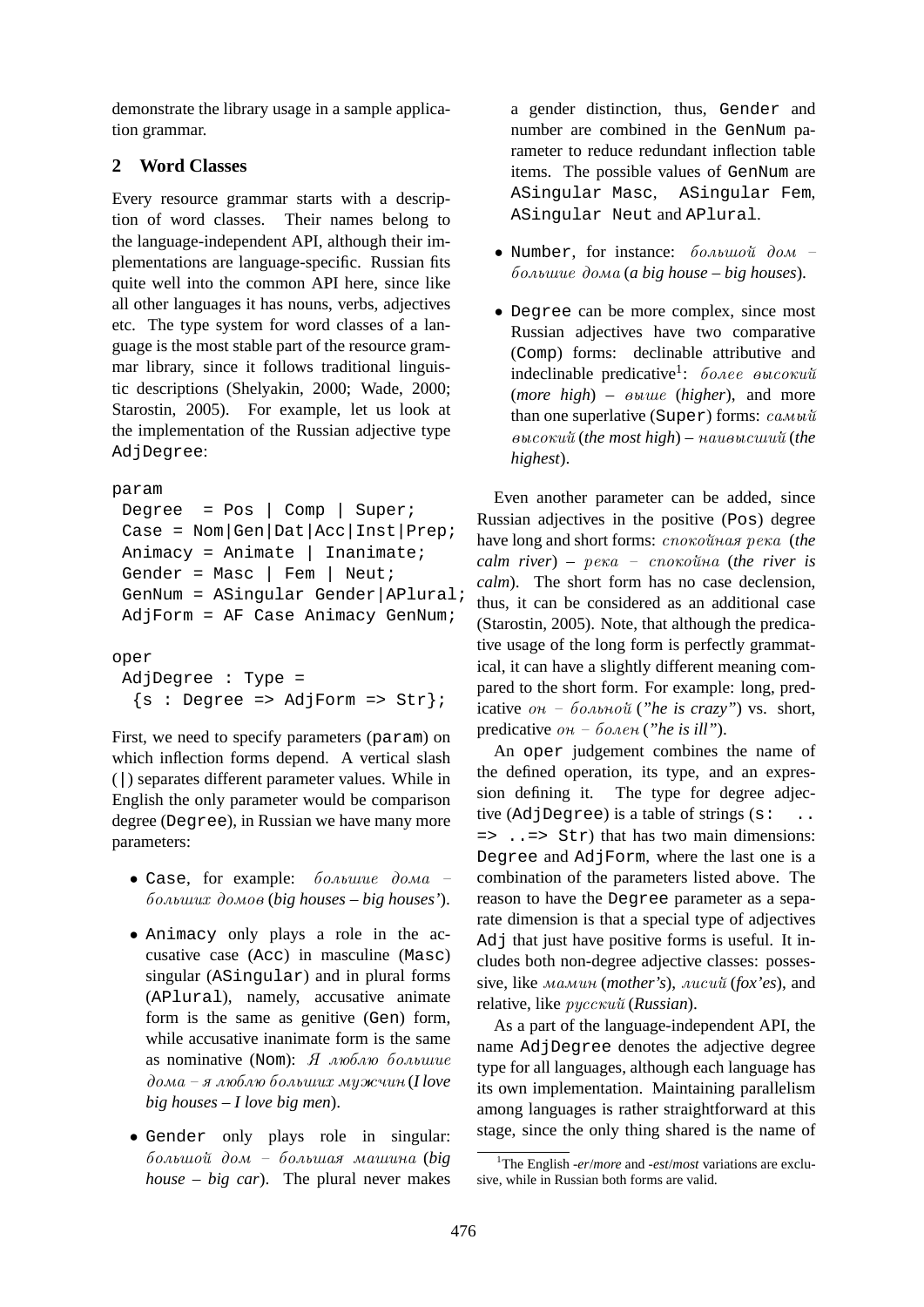demonstrate the library usage in a sample application grammar.

## 2 Word Classes

Every resource grammar starts with a description of word classes. Their names belong to the language-independent API, although their implementations are language-specific. Russian fits quite well into the common API here, since like all other languages it has nouns, verbs, adjectives etc. The type system for word classes of a language is the most stable part of the resource grammar library, since it follows traditional linguistic descriptions (Shelyakin, 2000; Wade, 2000; Starostin, 2005). For example, let us look at the implementation of the Russian adjective type `AdjDegree`:

```
param
 Degree  = Pos | Comp | Super;
 Case = Nom|Gen|Dat|Acc|Inst|Prep;
 Animacy = Animate | Inanimate;
 Gender = Masc | Fem | Neut;
 GenNum = ASingular Gender|APlural;
 AdjForm = AF Case Animacy GenNum;

oper
 AdjDegree : Type =
  {s : Degree => AdjForm => Str};
```

First, we need to specify parameters (`param`) on which inflection forms depend. A vertical slash (`|`) separates different parameter values. While in English the only parameter would be comparison degree (`Degree`), in Russian we have many more parameters:

- `Case`, for example: *большие дома – больших домов* (*big houses – big houses'*).
- `Animacy` only plays a role in the accusative case (`Acc`) in masculine (`Masc`) singular (`ASingular`) and in plural forms (`APlural`), namely, accusative animate form is the same as genitive (`Gen`) form, while accusative inanimate form is the same as nominative (`Nom`): *Я люблю большие дома – я люблю больших мужчин* (*I love big houses – I love big men*).
- `Gender` only plays role in singular: *большой дом – большая машина* (*big house – big car*). The plural never makes a gender distinction, thus, `Gender` and number are combined in the `GenNum` parameter to reduce redundant inflection table items. The possible values of `GenNum` are `ASingular Masc`, `ASingular Fem`, `ASingular Neut` and `APlural`.
- `Number`, for instance: *большой дом – большие дома* (*a big house – big houses*).
- `Degree` can be more complex, since most Russian adjectives have two comparative (`Comp`) forms: declinable attributive and indeclinable predicative[1]: *более высокий* (*more high*) – *выше* (*higher*), and more than one superlative (`Super`) forms: *самый высокий* (*the most high*) – *наивысший* (*the highest*).

Even another parameter can be added, since Russian adjectives in the positive (`Pos`) degree have long and short forms: *спокойная река* (*the calm river*) – *река – спокойна* (*the river is calm*). The short form has no case declension, thus, it can be considered as an additional case (Starostin, 2005). Note, that although the predicative usage of the long form is perfectly grammatical, it can have a slightly different meaning compared to the short form. For example: long, predicative *он – больной* (*"he is crazy"*) vs. short, predicative *он – болен* (*"he is ill"*).

An `oper` judgement combines the name of the defined operation, its type, and an expression defining it. The type for degree adjective (`AdjDegree`) is a table of strings (`s: .. => ..=> Str`) that has two main dimensions: `Degree` and `AdjForm`, where the last one is a combination of the parameters listed above. The reason to have the `Degree` parameter as a separate dimension is that a special type of adjectives `Adj` that just have positive forms is useful. It includes both non-degree adjective classes: possessive, like *мамин* (*mother's*), *лисий* (*fox'es*), and relative, like *русский* (*Russian*).

As a part of the language-independent API, the name `AdjDegree` denotes the adjective degree type for all languages, although each language has its own implementation. Maintaining parallelism among languages is rather straightforward at this stage, since the only thing shared is the name of

[1] The English *-er*/*more* and *-est*/*most* variations are exclusive, while in Russian both forms are valid.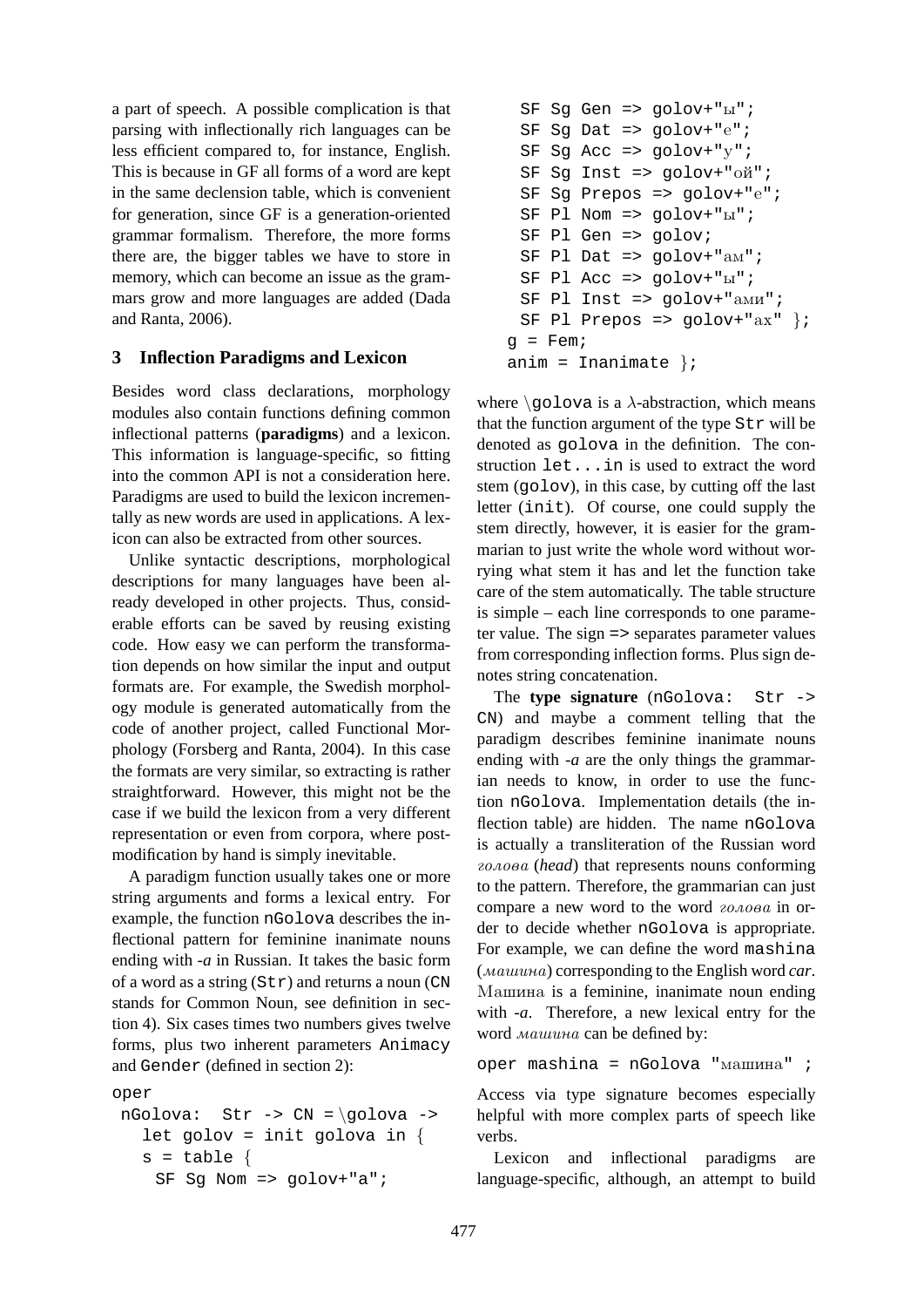a part of speech. A possible complication is that parsing with inflectionally rich languages can be less efficient compared to, for instance, English. This is because in GF all forms of a word are kept in the same declension table, which is convenient for generation, since GF is a generation-oriented grammar formalism. Therefore, the more forms there are, the bigger tables we have to store in memory, which can become an issue as the grammars grow and more languages are added (Dada and Ranta, 2006).

## 3 Inflection Paradigms and Lexicon

Besides word class declarations, morphology modules also contain functions defining common inflectional patterns (**paradigms**) and a lexicon. This information is language-specific, so fitting into the common API is not a consideration here. Paradigms are used to build the lexicon incrementally as new words are used in applications. A lexicon can also be extracted from other sources.

Unlike syntactic descriptions, morphological descriptions for many languages have been already developed in other projects. Thus, considerable efforts can be saved by reusing existing code. How easy we can perform the transformation depends on how similar the input and output formats are. For example, the Swedish morphology module is generated automatically from the code of another project, called Functional Morphology (Forsberg and Ranta, 2004). In this case the formats are very similar, so extracting is rather straightforward. However, this might not be the case if we build the lexicon from a very different representation or even from corpora, where post-modification by hand is simply inevitable.

A paradigm function usually takes one or more string arguments and forms a lexical entry. For example, the function `nGolova` describes the inflectional pattern for feminine inanimate nouns ending with *-a* in Russian. It takes the basic form of a word as a string (`Str`) and returns a noun (`CN` stands for Common Noun, see definition in section 4). Six cases times two numbers gives twelve forms, plus two inherent parameters `Animacy` and `Gender` (defined in section 2):

```
oper
 nGolova:  Str -> CN = \golova ->
   let golov = init golova in {
   s = table {
    SF Sg Nom => golov+"a";
    SF Sg Gen => golov+"ы";
    SF Sg Dat => golov+"е";
    SF Sg Acc => golov+"у";
    SF Sg Inst => golov+"ой";
    SF Sg Prepos => golov+"е";
    SF Pl Nom => golov+"ы";
    SF Pl Gen => golov;
    SF Pl Dat => golov+"ам";
    SF Pl Acc => golov+"ы";
    SF Pl Inst => golov+"ами";
    SF Pl Prepos => golov+"ах" };
   g = Fem;
   anim = Inanimate };
```

where `\golova` is a $\lambda$-abstraction, which means that the function argument of the type `Str` will be denoted as `golova` in the definition. The construction `let...in` is used to extract the word stem (`golov`), in this case, by cutting off the last letter (`init`). Of course, one could supply the stem directly, however, it is easier for the grammarian to just write the whole word without worrying what stem it has and let the function take care of the stem automatically. The table structure is simple – each line corresponds to one parameter value. The sign `=>` separates parameter values from corresponding inflection forms. Plus sign denotes string concatenation.

The **type signature** (`nGolova: Str -> CN`) and maybe a comment telling that the paradigm describes feminine inanimate nouns ending with *-a* are the only things the grammarian needs to know, in order to use the function `nGolova`. Implementation details (the inflection table) are hidden. The name `nGolova` is actually a transliteration of the Russian word *голова* (*head*) that represents nouns conforming to the pattern. Therefore, the grammarian can just compare a new word to the word *голова* in order to decide whether `nGolova` is appropriate. For example, we can define the word `mashina` (*машина*) corresponding to the English word *car*. Машина is a feminine, inanimate noun ending with *-a*. Therefore, a new lexical entry for the word *машина* can be defined by:

```
oper mashina = nGolova "машина" ;
```

Access via type signature becomes especially helpful with more complex parts of speech like verbs.

Lexicon and inflectional paradigms are language-specific, although, an attempt to build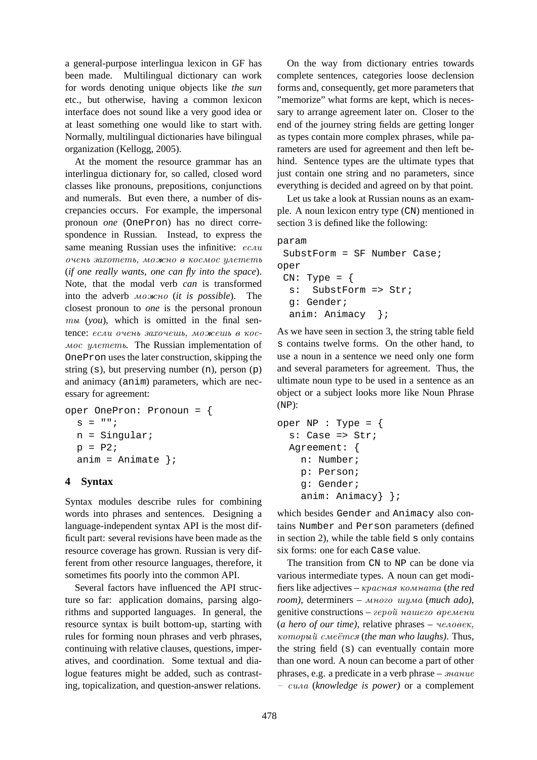a general-purpose interlingua lexicon in GF has been made. Multilingual dictionary can work for words denoting unique objects like *the sun* etc., but otherwise, having a common lexicon interface does not sound like a very good idea or at least something one would like to start with. Normally, multilingual dictionaries have bilingual organization (Kellogg, 2005).

At the moment the resource grammar has an interlingua dictionary for, so called, closed word classes like pronouns, prepositions, conjunctions and numerals. But even there, a number of discrepancies occurs. For example, the impersonal pronoun *one* (OnePron) has no direct correspondence in Russian. Instead, to express the same meaning Russian uses the infinitive: *если очень захотеть, можно в космос улететь* (*if one really wants, one can fly into the space*). Note, that the modal verb *can* is transformed into the adverb *можно* (*it is possible*). The closest pronoun to *one* is the personal pronoun *ты* (*you*), which is omitted in the final sentence: *если очень захочешь, можешь в космос улететь*. The Russian implementation of OnePron uses the later construction, skipping the string (s), but preserving number (n), person (p) and animacy (anim) parameters, which are necessary for agreement:

```
oper OnePron: Pronoun = {
  s = "";
  n = Singular;
  p = P2;
  anim = Animate };
```

## 4 Syntax

Syntax modules describe rules for combining words into phrases and sentences. Designing a language-independent syntax API is the most difficult part: several revisions have been made as the resource coverage has grown. Russian is very different from other resource languages, therefore, it sometimes fits poorly into the common API.

Several factors have influenced the API structure so far: application domains, parsing algorithms and supported languages. In general, the resource syntax is built bottom-up, starting with rules for forming noun phrases and verb phrases, continuing with relative clauses, questions, imperatives, and coordination. Some textual and dialogue features might be added, such as contrasting, topicalization, and question-answer relations.

On the way from dictionary entries towards complete sentences, categories loose declension forms and, consequently, get more parameters that "memorize" what forms are kept, which is necessary to arrange agreement later on. Closer to the end of the journey string fields are getting longer as types contain more complex phrases, while parameters are used for agreement and then left behind. Sentence types are the ultimate types that just contain one string and no parameters, since everything is decided and agreed on by that point.

Let us take a look at Russian nouns as an example. A noun lexicon entry type (CN) mentioned in section 3 is defined like the following:

```
param
 SubstForm = SF Number Case;
oper
 CN: Type = {
  s:  SubstForm => Str;
  g: Gender;
  anim: Animacy  };
```

As we have seen in section 3, the string table field s contains twelve forms. On the other hand, to use a noun in a sentence we need only one form and several parameters for agreement. Thus, the ultimate noun type to be used in a sentence as an object or a subject looks more like Noun Phrase (NP):

```
oper NP : Type = {
  s: Case => Str;
  Agreement: {
    n: Number;
    p: Person;
    g: Gender;
    anim: Animacy} };
```

which besides Gender and Animacy also contains Number and Person parameters (defined in section 2), while the table field s only contains six forms: one for each Case value.

The transition from CN to NP can be done via various intermediate types. A noun can get modifiers like adjectives – *красная комната* (*the red room)*, determiners – *много шума* (*much ado)*, genitive constructions – *герой нашего времени* (*a hero of our time)*, relative phrases – *человек, который смеётся* (*the man who laughs)*. Thus, the string field (s) can eventually contain more than one word. A noun can become a part of other phrases, e.g. a predicate in a verb phrase – *знание – сила* (*knowledge is power)* or a complement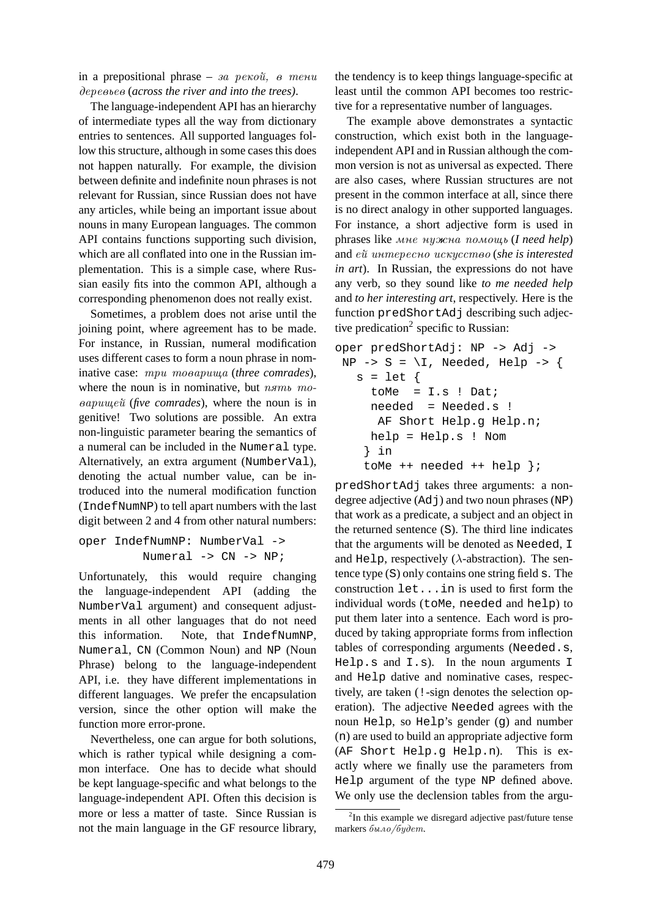in a prepositional phrase – *за рекой, в тени деревьев* (*across the river and into the trees*).

The language-independent API has an hierarchy of intermediate types all the way from dictionary entries to sentences. All supported languages follow this structure, although in some cases this does not happen naturally. For example, the division between definite and indefinite noun phrases is not relevant for Russian, since Russian does not have any articles, while being an important issue about nouns in many European languages. The common API contains functions supporting such division, which are all conflated into one in the Russian implementation. This is a simple case, where Russian easily fits into the common API, although a corresponding phenomenon does not really exist.

Sometimes, a problem does not arise until the joining point, where agreement has to be made. For instance, in Russian, numeral modification uses different cases to form a noun phrase in nominative case: *три товарища* (*three comrades*), where the noun is in nominative, but *пять товарищей* (*five comrades*), where the noun is in genitive! Two solutions are possible. An extra non-linguistic parameter bearing the semantics of a numeral can be included in the `Numeral` type. Alternatively, an extra argument (`NumberVal`), denoting the actual number value, can be introduced into the numeral modification function (`IndefNumNP`) to tell apart numbers with the last digit between 2 and 4 from other natural numbers:

```
oper IndefNumNP: NumberVal ->
         Numeral -> CN -> NP;
```

Unfortunately, this would require changing the language-independent API (adding the `NumberVal` argument) and consequent adjustments in all other languages that do not need this information. Note, that `IndefNumNP`, `Numeral`, `CN` (Common Noun) and `NP` (Noun Phrase) belong to the language-independent API, i.e. they have different implementations in different languages. We prefer the encapsulation version, since the other option will make the function more error-prone.

Nevertheless, one can argue for both solutions, which is rather typical while designing a common interface. One has to decide what should be kept language-specific and what belongs to the language-independent API. Often this decision is more or less a matter of taste. Since Russian is not the main language in the GF resource library, the tendency is to keep things language-specific at least until the common API becomes too restrictive for a representative number of languages.

The example above demonstrates a syntactic construction, which exist both in the language-independent API and in Russian although the common version is not as universal as expected. There are also cases, where Russian structures are not present in the common interface at all, since there is no direct analogy in other supported languages. For instance, a short adjective form is used in phrases like *мне нужна помощь* (*I need help*) and *ей интересно искусство* (*she is interested in art*). In Russian, the expressions do not have any verb, so they sound like *to me needed help* and *to her interesting art*, respectively. Here is the function `predShortAdj` describing such adjective predication[2] specific to Russian:

```
oper predShortAdj: NP -> Adj ->
 NP -> S = \I, Needed, Help -> {
   s = let {
     toMe  = I.s ! Dat;
     needed  = Needed.s !
      AF Short Help.g Help.n;
     help = Help.s ! Nom
    } in
    toMe ++ needed ++ help };
```

`predShortAdj` takes three arguments: a non-degree adjective (`Adj`) and two noun phrases (`NP`) that work as a predicate, a subject and an object in the returned sentence (`S`). The third line indicates that the arguments will be denoted as `Needed`, `I` and `Help`, respectively ($\lambda$-abstraction). The sentence type (`S`) only contains one string field `s`. The construction `let...in` is used to first form the individual words (`toMe`, `needed` and `help`) to put them later into a sentence. Each word is produced by taking appropriate forms from inflection tables of corresponding arguments (`Needed.s`, `Help.s` and `I.s`). In the noun arguments `I` and `Help` dative and nominative cases, respectively, are taken (`!`-sign denotes the selection operation). The adjective `Needed` agrees with the noun `Help`, so `Help`'s gender (`g`) and number (`n`) are used to build an appropriate adjective form (`AF Short Help.g Help.n`). This is exactly where we finally use the parameters from `Help` argument of the type `NP` defined above. We only use the declension tables from the argu-

[2] In this example we disregard adjective past/future tense markers *было/будет*.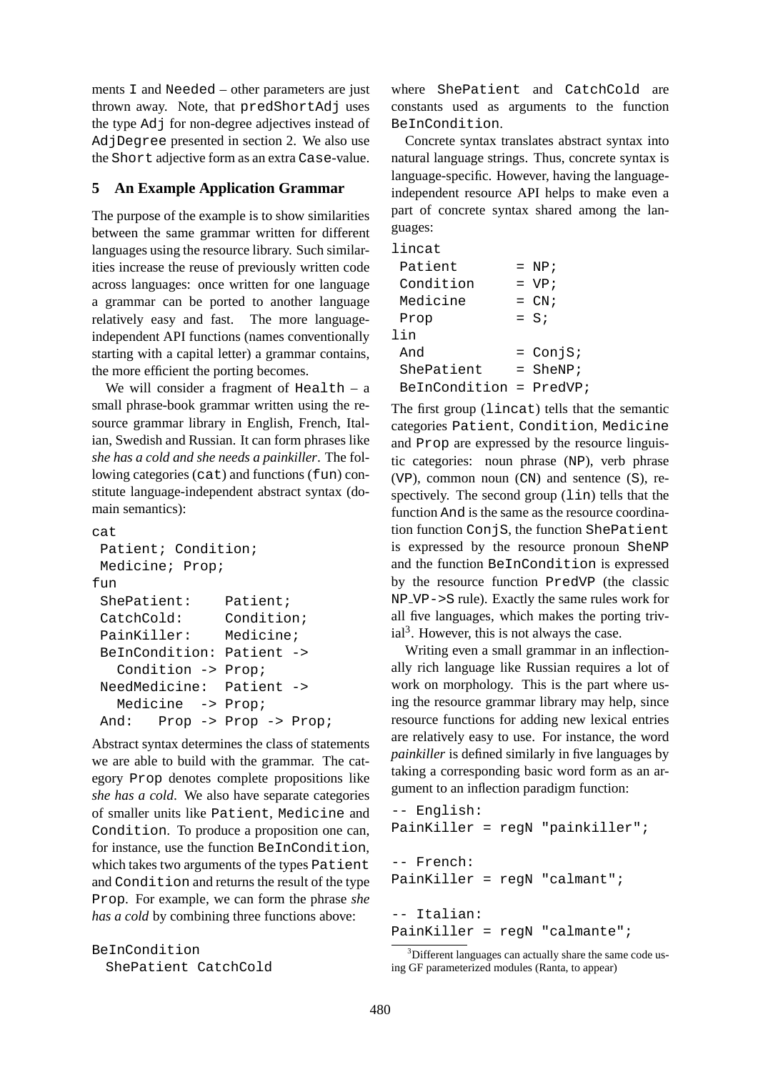ments I and Needed – other parameters are just thrown away. Note, that predShortAdj uses the type Adj for non-degree adjectives instead of AdjDegree presented in section 2. We also use the Short adjective form as an extra Case-value.

## 5 An Example Application Grammar

The purpose of the example is to show similarities between the same grammar written for different languages using the resource library. Such similarities increase the reuse of previously written code across languages: once written for one language a grammar can be ported to another language relatively easy and fast. The more language-independent API functions (names conventionally starting with a capital letter) a grammar contains, the more efficient the porting becomes.

We will consider a fragment of Health – a small phrase-book grammar written using the resource grammar library in English, French, Italian, Swedish and Russian. It can form phrases like *she has a cold and she needs a painkiller*. The following categories (cat) and functions (fun) constitute language-independent abstract syntax (domain semantics):

```
cat
 Patient; Condition;
 Medicine; Prop;
fun
 ShePatient:     Patient;
 CatchCold:      Condition;
 PainKiller:     Medicine;
 BeInCondition: Patient ->
   Condition -> Prop;
 NeedMedicine:  Patient ->
   Medicine  -> Prop;
 And:   Prop -> Prop -> Prop;
```

Abstract syntax determines the class of statements we are able to build with the grammar. The category Prop denotes complete propositions like *she has a cold*. We also have separate categories of smaller units like Patient, Medicine and Condition. To produce a proposition one can, for instance, use the function BeInCondition, which takes two arguments of the types Patient and Condition and returns the result of the type Prop. For example, we can form the phrase *she has a cold* by combining three functions above:

```
BeInCondition
  ShePatient CatchCold
```

where ShePatient and CatchCold are constants used as arguments to the function BeInCondition.

Concrete syntax translates abstract syntax into natural language strings. Thus, concrete syntax is language-specific. However, having the language-independent resource API helps to make even a part of concrete syntax shared among the languages:

```
lincat
 Patient        = NP;
 Condition      = VP;
 Medicine       = CN;
 Prop           = S;
lin
 And            = ConjS;
 ShePatient     = SheNP;
 BeInCondition = PredVP;
```

The first group (lincat) tells that the semantic categories Patient, Condition, Medicine and Prop are expressed by the resource linguistic categories: noun phrase (NP), verb phrase (VP), common noun (CN) and sentence (S), respectively. The second group (lin) tells that the function And is the same as the resource coordination function ConjS, the function ShePatient is expressed by the resource pronoun SheNP and the function BeInCondition is expressed by the resource function PredVP (the classic NP_VP->S rule). Exactly the same rules work for all five languages, which makes the porting trivial[3]. However, this is not always the case.

Writing even a small grammar in an inflectionally rich language like Russian requires a lot of work on morphology. This is the part where using the resource grammar library may help, since resource functions for adding new lexical entries are relatively easy to use. For instance, the word *painkiller* is defined similarly in five languages by taking a corresponding basic word form as an argument to an inflection paradigm function:

```
-- English:
PainKiller = regN "painkiller";

-- French:
PainKiller = regN "calmant";

-- Italian:
PainKiller = regN "calmante";
```

[3] Different languages can actually share the same code using GF parameterized modules (Ranta, to appear)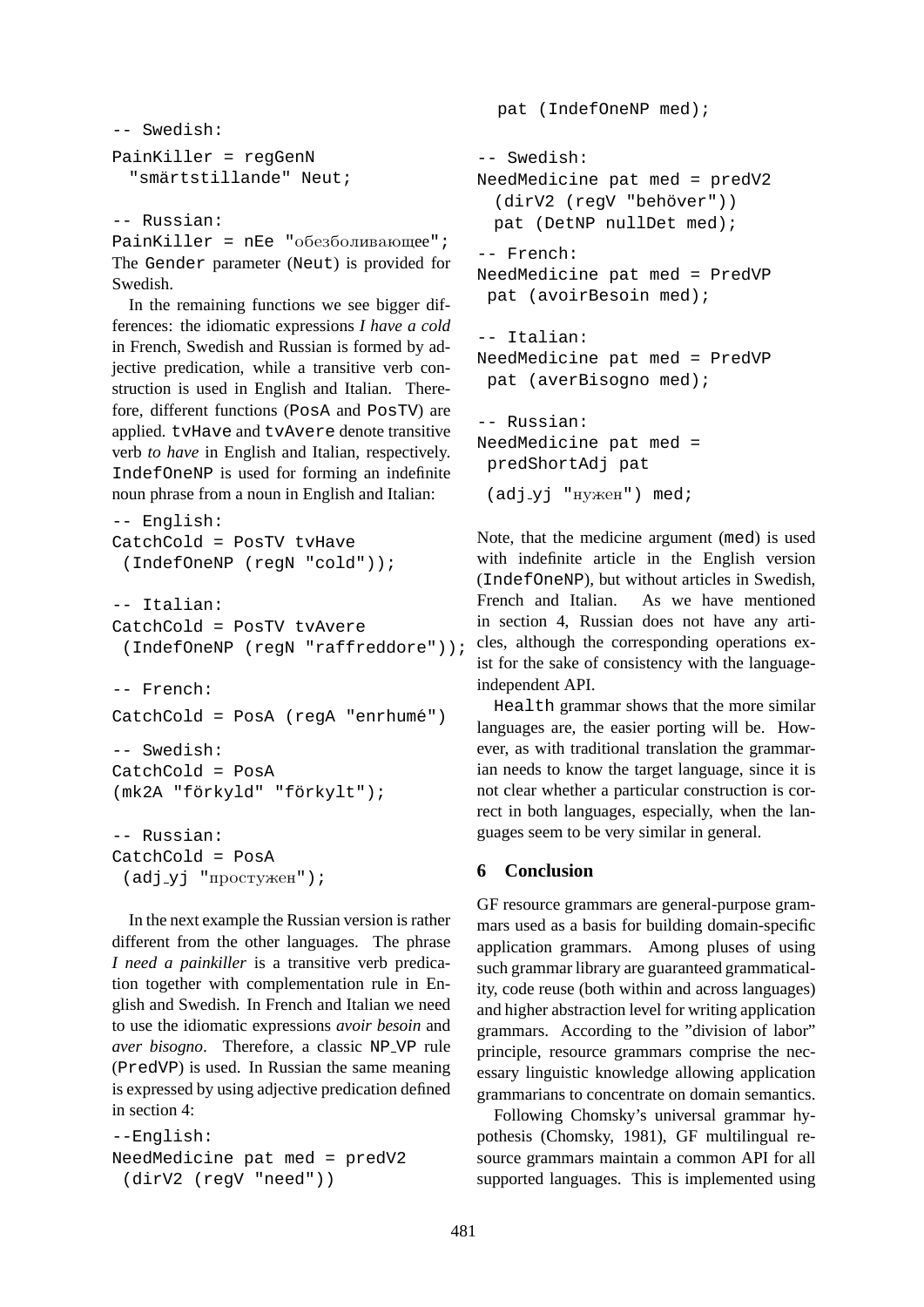```
-- Swedish:
PainKiller = regGenN
  "smärtstillande" Neut;

-- Russian:
PainKiller = nEe "обезболивающее";
```

The `Gender` parameter (`Neut`) is provided for Swedish.

In the remaining functions we see bigger differences: the idiomatic expressions *I have a cold* in French, Swedish and Russian is formed by adjective predication, while a transitive verb construction is used in English and Italian. Therefore, different functions (`PosA` and `PosTV`) are applied. `tvHave` and `tvAvere` denote transitive verb *to have* in English and Italian, respectively. `IndefOneNP` is used for forming an indefinite noun phrase from a noun in English and Italian:

```
-- English:
CatchCold = PosTV tvHave
 (IndefOneNP (regN "cold"));

-- Italian:
CatchCold = PosTV tvAvere
 (IndefOneNP (regN "raffreddore"));

-- French:
CatchCold = PosA (regA "enrhumé")

-- Swedish:
CatchCold = PosA
(mk2A "förkyld" "förkylt");

-- Russian:
CatchCold = PosA
 (adj_yj "простужен");
```

In the next example the Russian version is rather different from the other languages. The phrase *I need a painkiller* is a transitive verb predication together with complementation rule in English and Swedish. In French and Italian we need to use the idiomatic expressions *avoir besoin* and *aver bisogno*. Therefore, a classic NP_VP rule (`PredVP`) is used. In Russian the same meaning is expressed by using adjective predication defined in section 4:

```
--English:
NeedMedicine pat med = predV2
 (dirV2 (regV "need"))
  pat (IndefOneNP med);

-- Swedish:
NeedMedicine pat med = predV2
  (dirV2 (regV "behöver"))
  pat (DetNP nullDet med);

-- French:
NeedMedicine pat med = PredVP
 pat (avoirBesoin med);

-- Italian:
NeedMedicine pat med = PredVP
 pat (averBisogno med);

-- Russian:
NeedMedicine pat med =
 predShortAdj pat
 (adj_yj "нужен") med;
```

Note, that the medicine argument (`med`) is used with indefinite article in the English version (`IndefOneNP`), but without articles in Swedish, French and Italian. As we have mentioned in section 4, Russian does not have any articles, although the corresponding operations exist for the sake of consistency with the language-independent API.

`Health` grammar shows that the more similar languages are, the easier porting will be. However, as with traditional translation the grammarian needs to know the target language, since it is not clear whether a particular construction is correct in both languages, especially, when the languages seem to be very similar in general.

## 6 Conclusion

GF resource grammars are general-purpose grammars used as a basis for building domain-specific application grammars. Among pluses of using such grammar library are guaranteed grammaticality, code reuse (both within and across languages) and higher abstraction level for writing application grammars. According to the "division of labor" principle, resource grammars comprise the necessary linguistic knowledge allowing application grammarians to concentrate on domain semantics.

Following Chomsky's universal grammar hypothesis (Chomsky, 1981), GF multilingual resource grammars maintain a common API for all supported languages. This is implemented using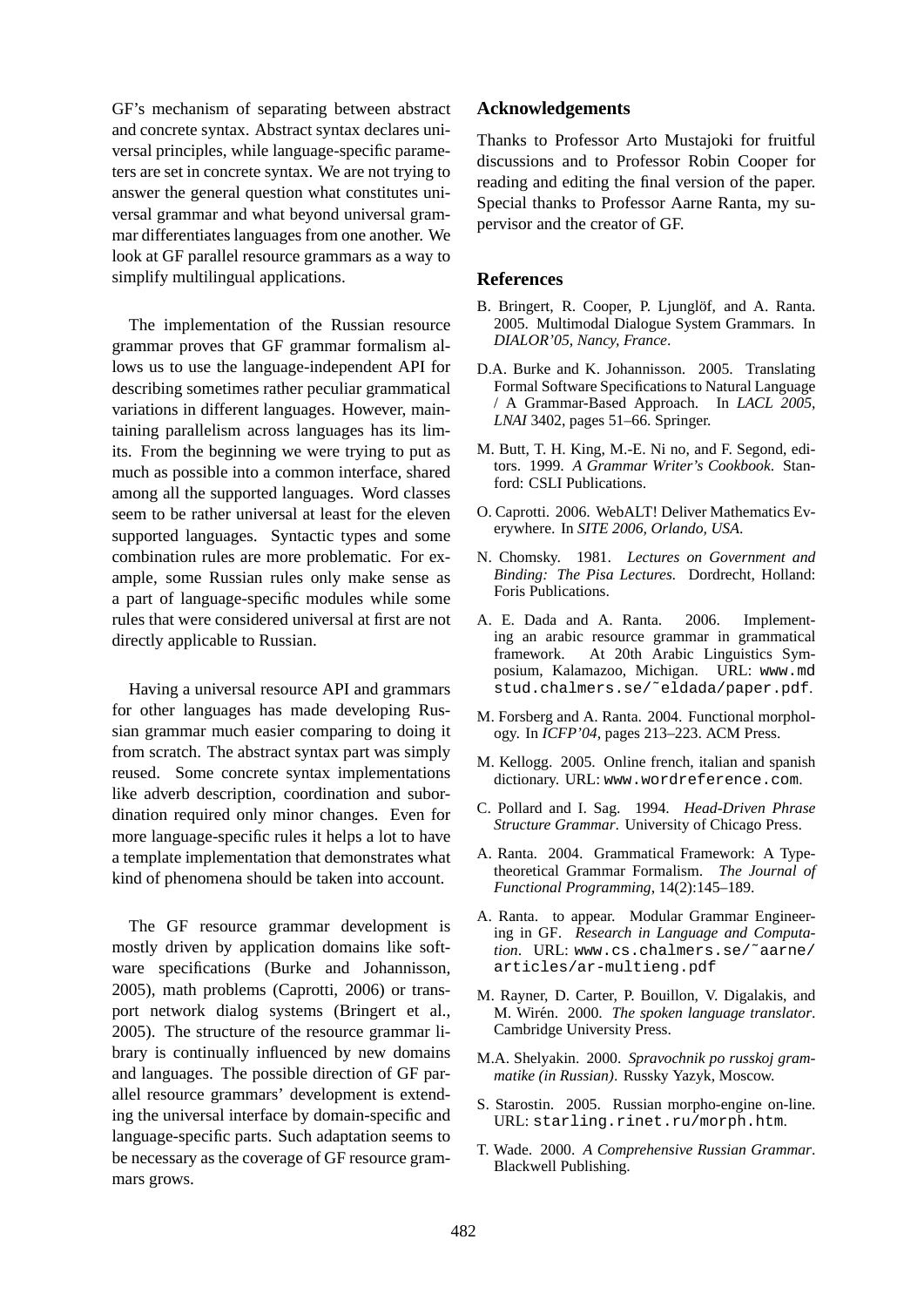GF's mechanism of separating between abstract and concrete syntax. Abstract syntax declares universal principles, while language-specific parameters are set in concrete syntax. We are not trying to answer the general question what constitutes universal grammar and what beyond universal grammar differentiates languages from one another. We look at GF parallel resource grammars as a way to simplify multilingual applications.

The implementation of the Russian resource grammar proves that GF grammar formalism allows us to use the language-independent API for describing sometimes rather peculiar grammatical variations in different languages. However, maintaining parallelism across languages has its limits. From the beginning we were trying to put as much as possible into a common interface, shared among all the supported languages. Word classes seem to be rather universal at least for the eleven supported languages. Syntactic types and some combination rules are more problematic. For example, some Russian rules only make sense as a part of language-specific modules while some rules that were considered universal at first are not directly applicable to Russian.

Having a universal resource API and grammars for other languages has made developing Russian grammar much easier comparing to doing it from scratch. The abstract syntax part was simply reused. Some concrete syntax implementations like adverb description, coordination and subordination required only minor changes. Even for more language-specific rules it helps a lot to have a template implementation that demonstrates what kind of phenomena should be taken into account.

The GF resource grammar development is mostly driven by application domains like software specifications (Burke and Johannisson, 2005), math problems (Caprotti, 2006) or transport network dialog systems (Bringert et al., 2005). The structure of the resource grammar library is continually influenced by new domains and languages. The possible direction of GF parallel resource grammars' development is extending the universal interface by domain-specific and language-specific parts. Such adaptation seems to be necessary as the coverage of GF resource grammars grows.

## Acknowledgements

Thanks to Professor Arto Mustajoki for fruitful discussions and to Professor Robin Cooper for reading and editing the final version of the paper. Special thanks to Professor Aarne Ranta, my supervisor and the creator of GF.

## References

B. Bringert, R. Cooper, P. Ljunglöf, and A. Ranta. 2005. Multimodal Dialogue System Grammars. In *DIALOR'05, Nancy, France*.

D.A. Burke and K. Johannisson. 2005. Translating Formal Software Specifications to Natural Language / A Grammar-Based Approach. In *LACL 2005, LNAI* 3402, pages 51–66. Springer.

M. Butt, T. H. King, M.-E. Ni no, and F. Segond, editors. 1999. *A Grammar Writer's Cookbook*. Stanford: CSLI Publications.

O. Caprotti. 2006. WebALT! Deliver Mathematics Everywhere. In *SITE 2006, Orlando, USA*.

N. Chomsky. 1981. *Lectures on Government and Binding: The Pisa Lectures*. Dordrecht, Holland: Foris Publications.

A. E. Dada and A. Ranta. 2006. Implementing an arabic resource grammar in grammatical framework. At 20th Arabic Linguistics Symposium, Kalamazoo, Michigan. URL: `www.mdstud.chalmers.se/~eldada/paper.pdf`.

M. Forsberg and A. Ranta. 2004. Functional morphology. In *ICFP'04*, pages 213–223. ACM Press.

M. Kellogg. 2005. Online french, italian and spanish dictionary. URL: `www.wordreference.com`.

C. Pollard and I. Sag. 1994. *Head-Driven Phrase Structure Grammar*. University of Chicago Press.

A. Ranta. 2004. Grammatical Framework: A Type-theoretical Grammar Formalism. *The Journal of Functional Programming*, 14(2):145–189.

A. Ranta. to appear. Modular Grammar Engineering in GF. *Research in Language and Computation*. URL: `www.cs.chalmers.se/~aarne/articles/ar-multieng.pdf`

M. Rayner, D. Carter, P. Bouillon, V. Digalakis, and M. Wirén. 2000. *The spoken language translator*. Cambridge University Press.

M.A. Shelyakin. 2000. *Spravochnik po russkoj grammatike (in Russian)*. Russky Yazyk, Moscow.

S. Starostin. 2005. Russian morpho-engine on-line. URL: `starling.rinet.ru/morph.htm`.

T. Wade. 2000. *A Comprehensive Russian Grammar*. Blackwell Publishing.